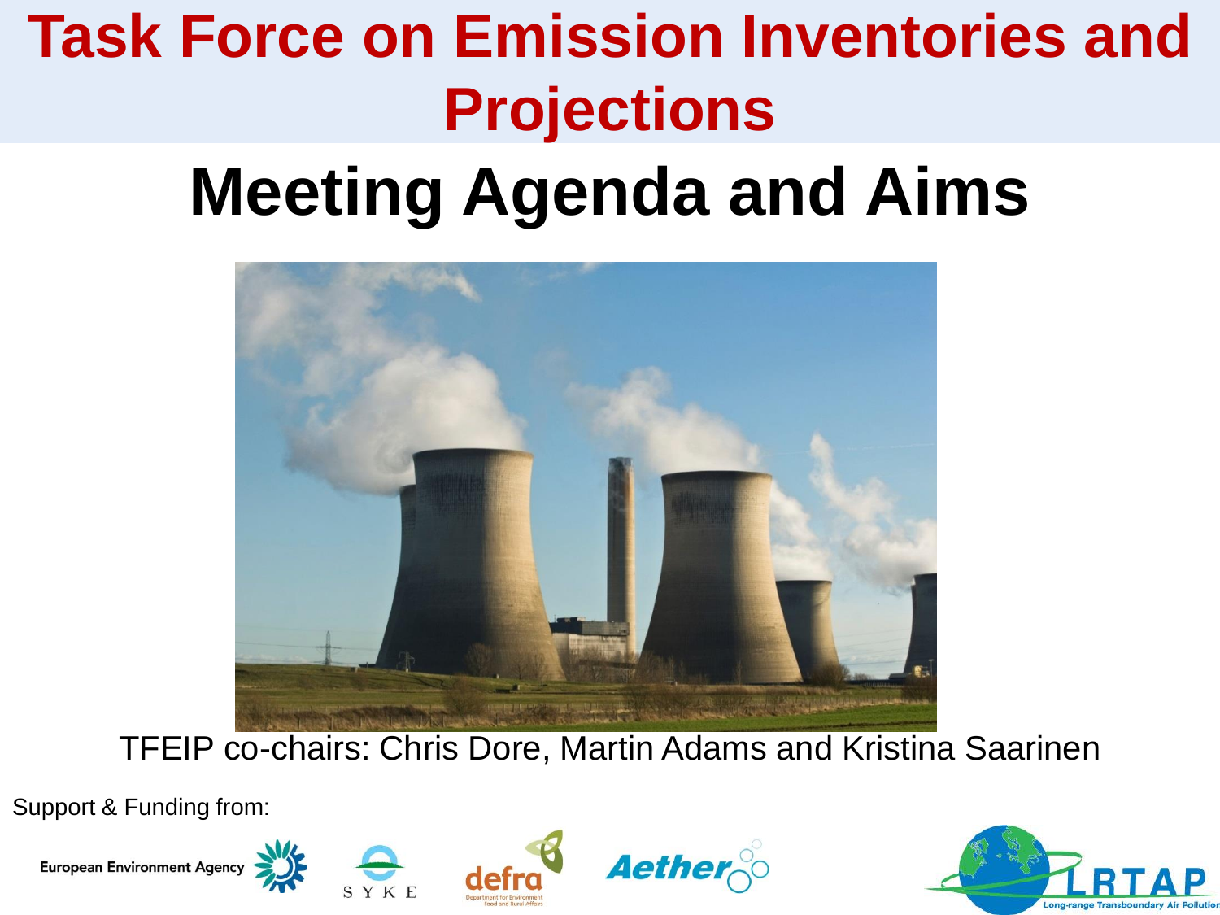# Task Force on Emission Inventories and Projections

## Meeting Agenda and Aims

TFEIP co-chairs: Chris Dore, Martin Adams and Kristina Saarinen

Support & Funding from:

European Environment Agency

SYKE

defra Department for Environment Food and Rural Affairs

Aether

LRTAP Long-range Transboundary Air Pollution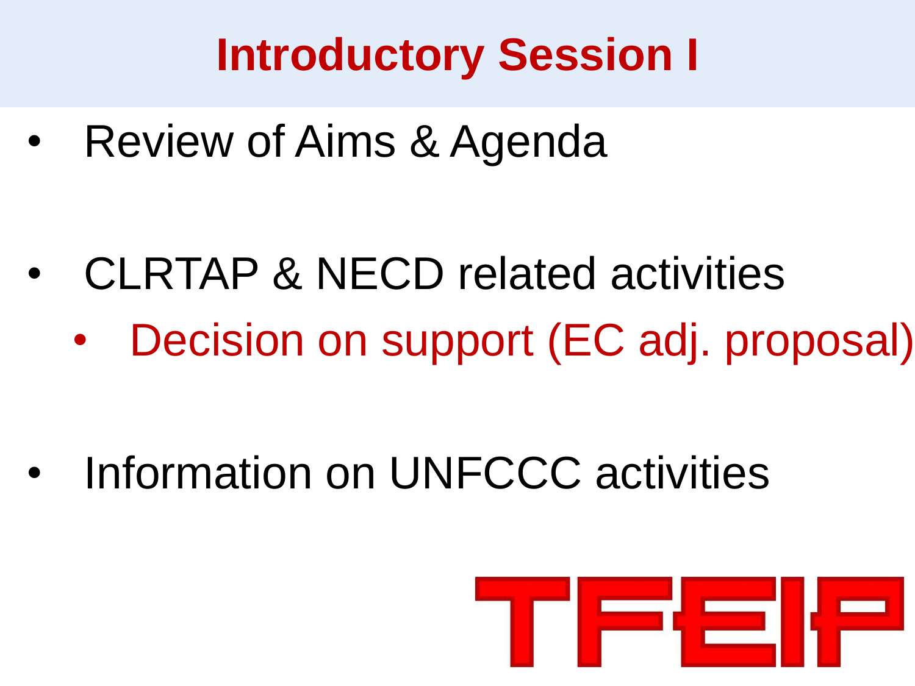# Introductory Session I

- Review of Aims & Agenda

- CLRTAP & NECD related activities
  - Decision on support (EC adj. proposal)

- Information on UNFCCC activities

TFEIP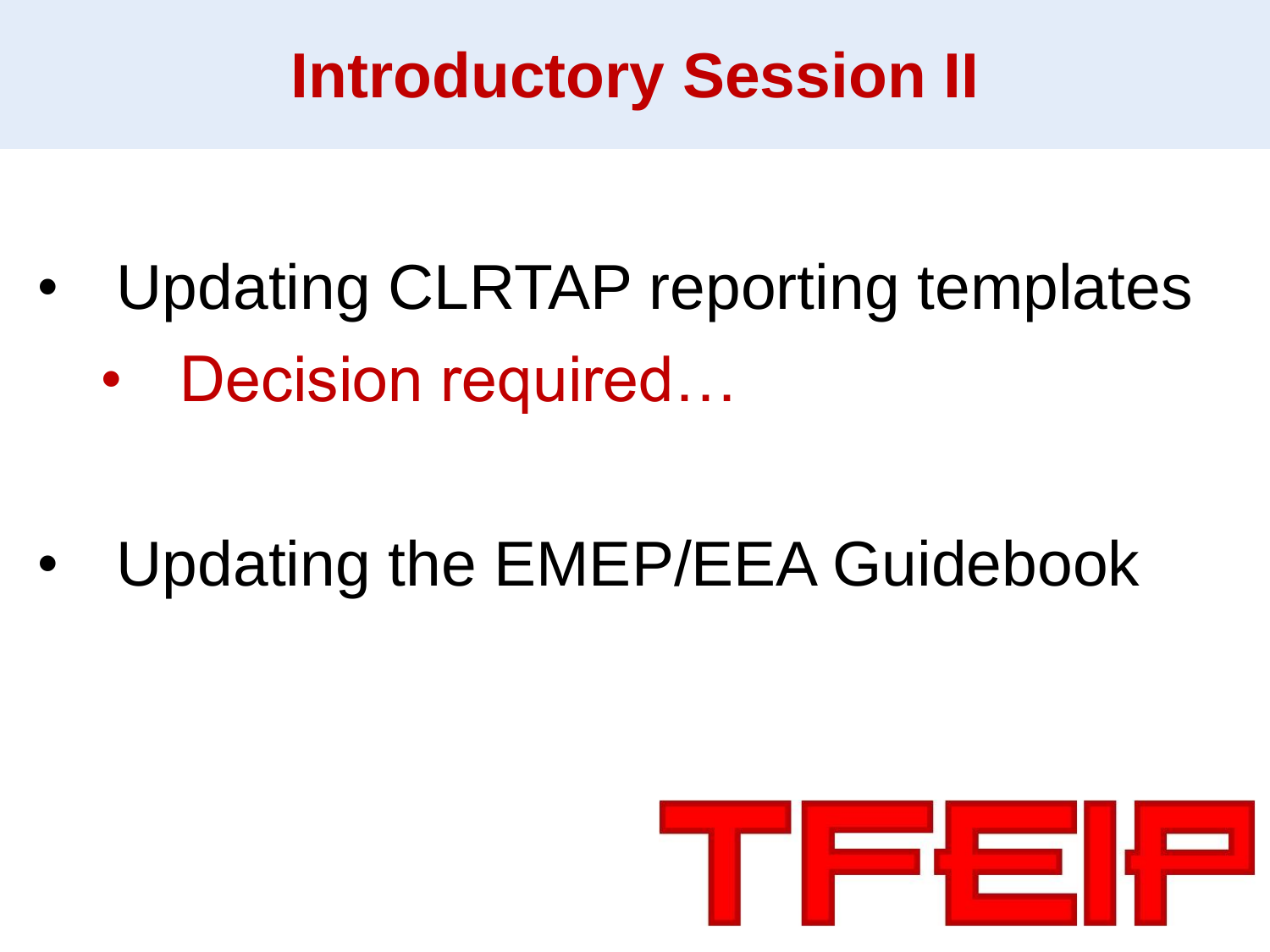# Introductory Session II

- Updating CLRTAP reporting templates
  - Decision required…
- Updating the EMEP/EEA Guidebook

TFEIP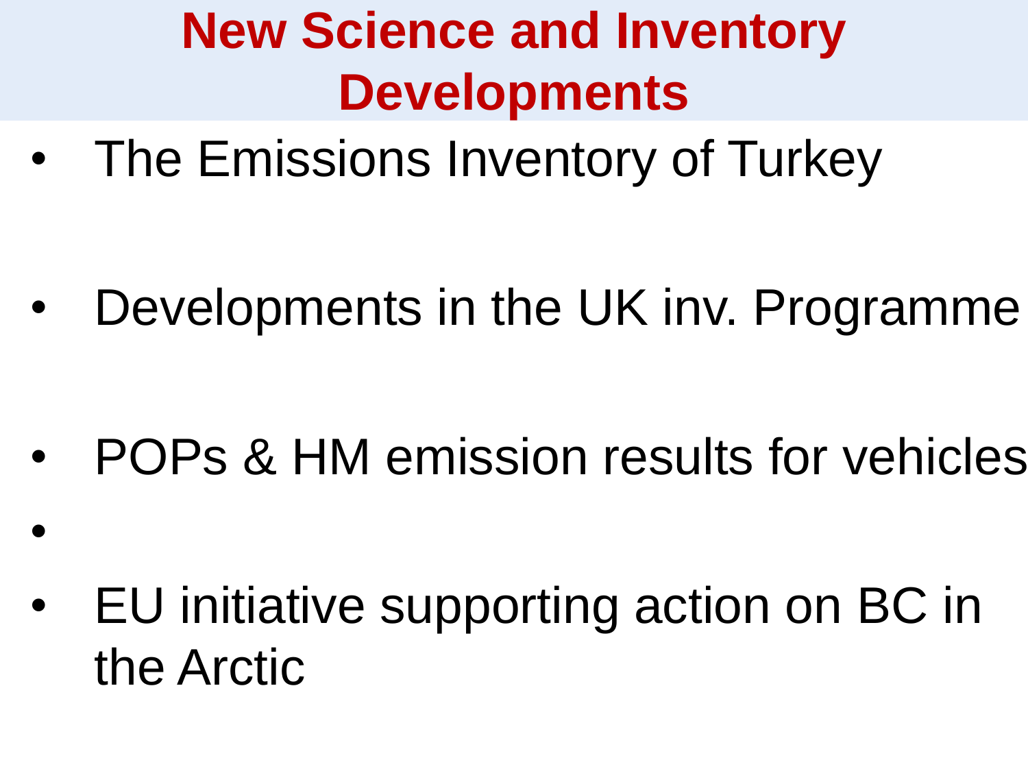# New Science and Inventory Developments

- The Emissions Inventory of Turkey
- Developments in the UK inv. Programme
- POPs & HM emission results for vehicles
- 
- EU initiative supporting action on BC in the Arctic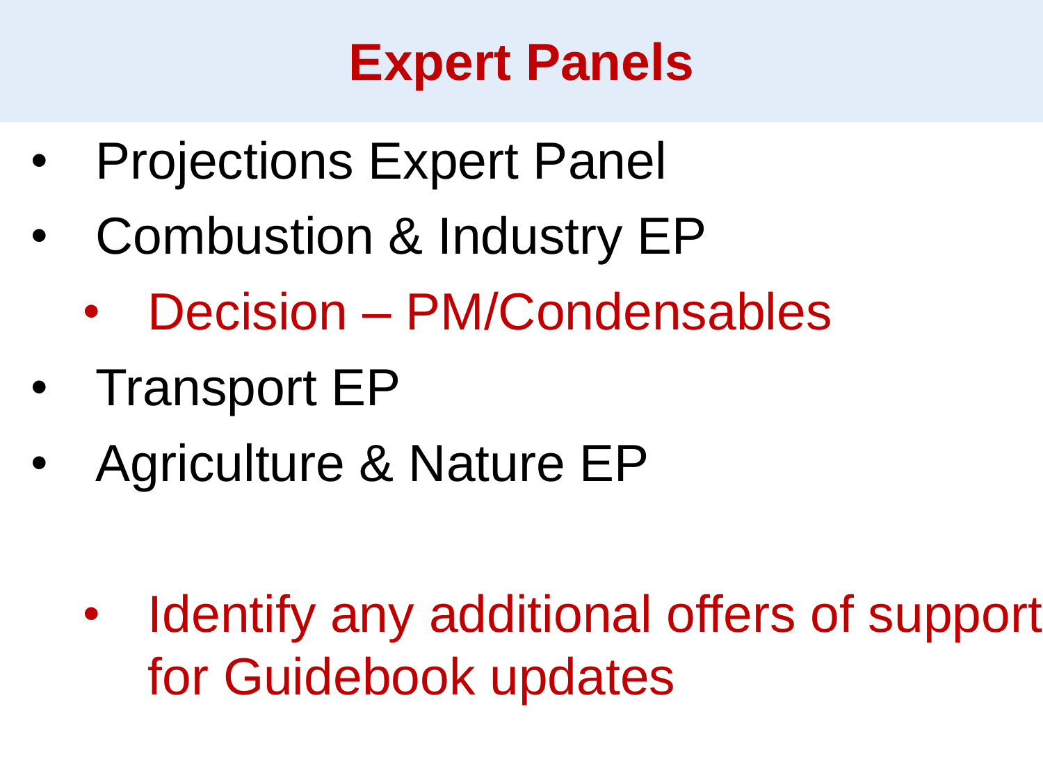# Expert Panels

- Projections Expert Panel
- Combustion & Industry EP
  - Decision – PM/Condensables
- Transport EP
- Agriculture & Nature EP

  - Identify any additional offers of support for Guidebook updates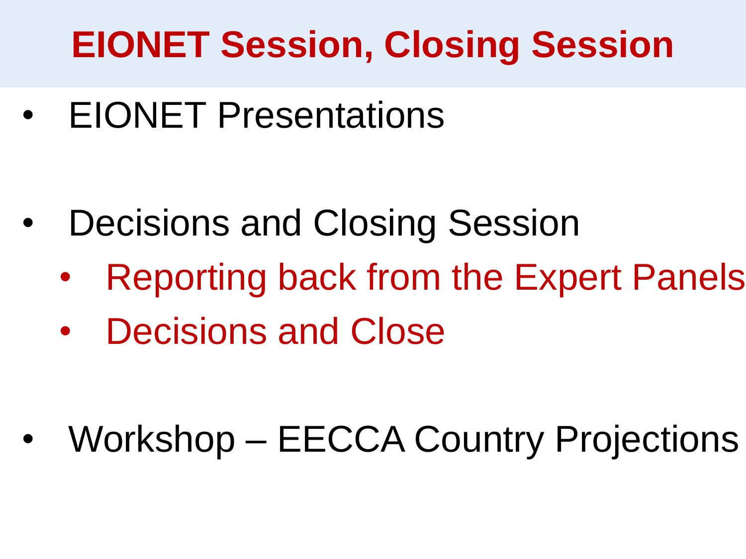# EIONET Session, Closing Session

- EIONET Presentations

- Decisions and Closing Session
  - Reporting back from the Expert Panels
  - Decisions and Close

- Workshop – EECCA Country Projections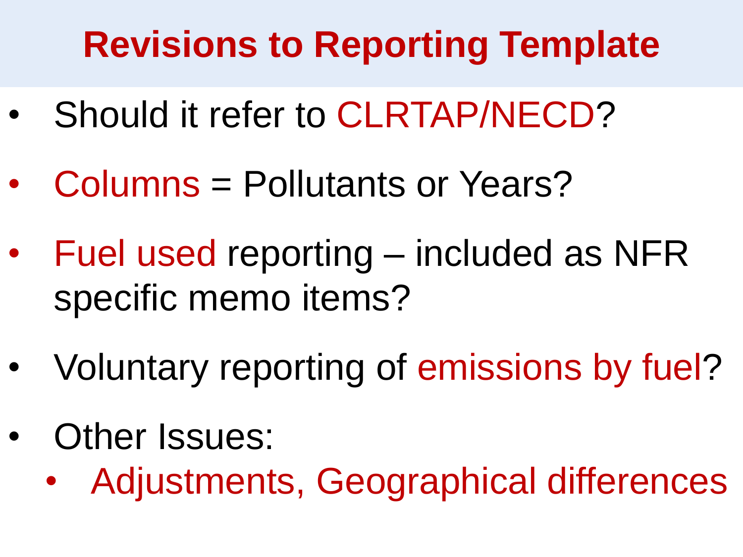# Revisions to Reporting Template

- Should it refer to CLRTAP/NECD?
- Columns = Pollutants or Years?
- Fuel used reporting – included as NFR specific memo items?
- Voluntary reporting of emissions by fuel?
- Other Issues:
    - Adjustments, Geographical differences